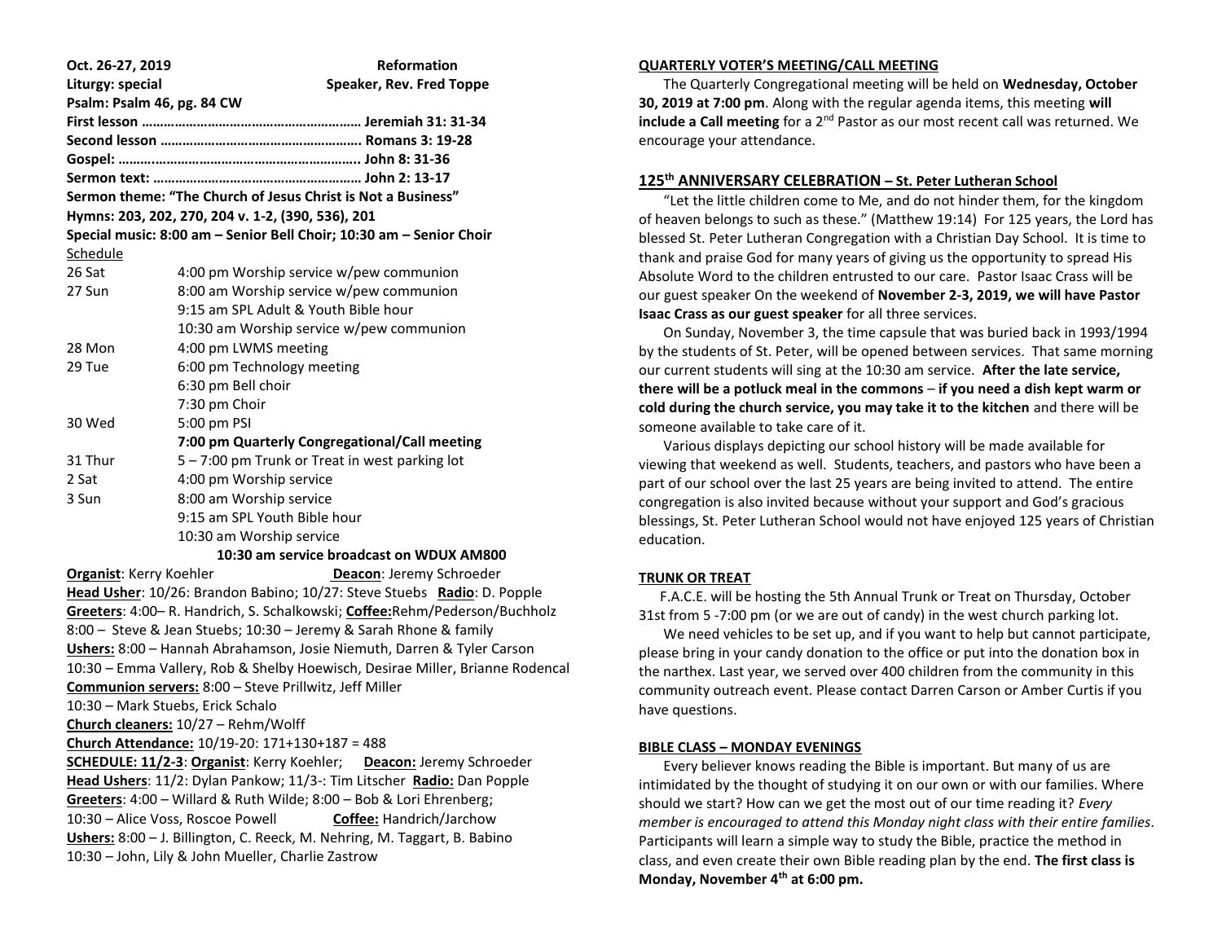**Oct. 26-27, 2019** **Reformation**
**Liturgy: special** **Speaker, Rev. Fred Toppe**
**Psalm: Psalm 46, pg. 84 CW**
**First lesson …………………………………………………… Jeremiah 31: 31-34**
**Second lesson ……………………………………………….. Romans 3: 19-28**
**Gospel: ……….……………………………………………….. John 8: 31-36**
**Sermon text: ………………………………………………… John 2: 13-17**
**Sermon theme: "The Church of Jesus Christ is Not a Business"**
**Hymns: 203, 202, 270, 204 v. 1-2, (390, 536), 201**
**Special music: 8:00 am – Senior Bell Choir; 10:30 am – Senior Choir**

Schedule

| | |
|---|---|
| 26 Sat | 4:00 pm Worship service w/pew communion |
| 27 Sun | 8:00 am Worship service w/pew communion |
| | 9:15 am SPL Adult & Youth Bible hour |
| | 10:30 am Worship service w/pew communion |
| 28 Mon | 4:00 pm LWMS meeting |
| 29 Tue | 6:00 pm Technology meeting |
| | 6:30 pm Bell choir |
| | 7:30 pm Choir |
| 30 Wed | 5:00 pm PSI |
| | **7:00 pm Quarterly Congregational/Call meeting** |
| 31 Thur | 5 – 7:00 pm Trunk or Treat in west parking lot |
| 2 Sat | 4:00 pm Worship service |
| 3 Sun | 8:00 am Worship service |
| | 9:15 am SPL Youth Bible hour |
| | 10:30 am Worship service |

**10:30 am service broadcast on WDUX AM800**

**Organist**: Kerry Koehler **Deacon**: Jeremy Schroeder
**Head Usher**: 10/26: Brandon Babino; 10/27: Steve Stuebs **Radio**: D. Popple
**Greeters**: 4:00– R. Handrich, S. Schalkowski; **Coffee:**Rehm/Pederson/Buchholz
8:00 – Steve & Jean Stuebs; 10:30 – Jeremy & Sarah Rhone & family
**Ushers:** 8:00 – Hannah Abrahamson, Josie Niemuth, Darren & Tyler Carson
10:30 – Emma Vallery, Rob & Shelby Hoewisch, Desirae Miller, Brianne Rodencal
**Communion servers:** 8:00 – Steve Prillwitz, Jeff Miller
10:30 – Mark Stuebs, Erick Schalo
**Church cleaners:** 10/27 – Rehm/Wolff
**Church Attendance:** 10/19-20: 171+130+187 = 488
**SCHEDULE: 11/2-3**: **Organist**: Kerry Koehler; **Deacon:** Jeremy Schroeder
**Head Ushers**: 11/2: Dylan Pankow; 11/3-: Tim Litscher **Radio:** Dan Popple
**Greeters**: 4:00 – Willard & Ruth Wilde; 8:00 – Bob & Lori Ehrenberg;
10:30 – Alice Voss, Roscoe Powell **Coffee:** Handrich/Jarchow
**Ushers:** 8:00 – J. Billington, C. Reeck, M. Nehring, M. Taggart, B. Babino
10:30 – John, Lily & John Mueller, Charlie Zastrow

## QUARTERLY VOTER'S MEETING/CALL MEETING

The Quarterly Congregational meeting will be held on **Wednesday, October 30, 2019 at 7:00 pm**. Along with the regular agenda items, this meeting **will include a Call meeting** for a 2nd Pastor as our most recent call was returned. We encourage your attendance.

## 125th ANNIVERSARY CELEBRATION – St. Peter Lutheran School

"Let the little children come to Me, and do not hinder them, for the kingdom of heaven belongs to such as these." (Matthew 19:14) For 125 years, the Lord has blessed St. Peter Lutheran Congregation with a Christian Day School. It is time to thank and praise God for many years of giving us the opportunity to spread His Absolute Word to the children entrusted to our care. Pastor Isaac Crass will be our guest speaker On the weekend of **November 2-3, 2019, we will have Pastor Isaac Crass as our guest speaker** for all three services.

On Sunday, November 3, the time capsule that was buried back in 1993/1994 by the students of St. Peter, will be opened between services. That same morning our current students will sing at the 10:30 am service. **After the late service, there will be a potluck meal in the commons** – **if you need a dish kept warm or cold during the church service, you may take it to the kitchen** and there will be someone available to take care of it.

Various displays depicting our school history will be made available for viewing that weekend as well. Students, teachers, and pastors who have been a part of our school over the last 25 years are being invited to attend. The entire congregation is also invited because without your support and God's gracious blessings, St. Peter Lutheran School would not have enjoyed 125 years of Christian education.

## TRUNK OR TREAT

F.A.C.E. will be hosting the 5th Annual Trunk or Treat on Thursday, October 31st from 5 -7:00 pm (or we are out of candy) in the west church parking lot.

We need vehicles to be set up, and if you want to help but cannot participate, please bring in your candy donation to the office or put into the donation box in the narthex. Last year, we served over 400 children from the community in this community outreach event. Please contact Darren Carson or Amber Curtis if you have questions.

## BIBLE CLASS – MONDAY EVENINGS

Every believer knows reading the Bible is important. But many of us are intimidated by the thought of studying it on our own or with our families. Where should we start? How can we get the most out of our time reading it? *Every member is encouraged to attend this Monday night class with their entire families*. Participants will learn a simple way to study the Bible, practice the method in class, and even create their own Bible reading plan by the end. **The first class is Monday, November 4th at 6:00 pm.**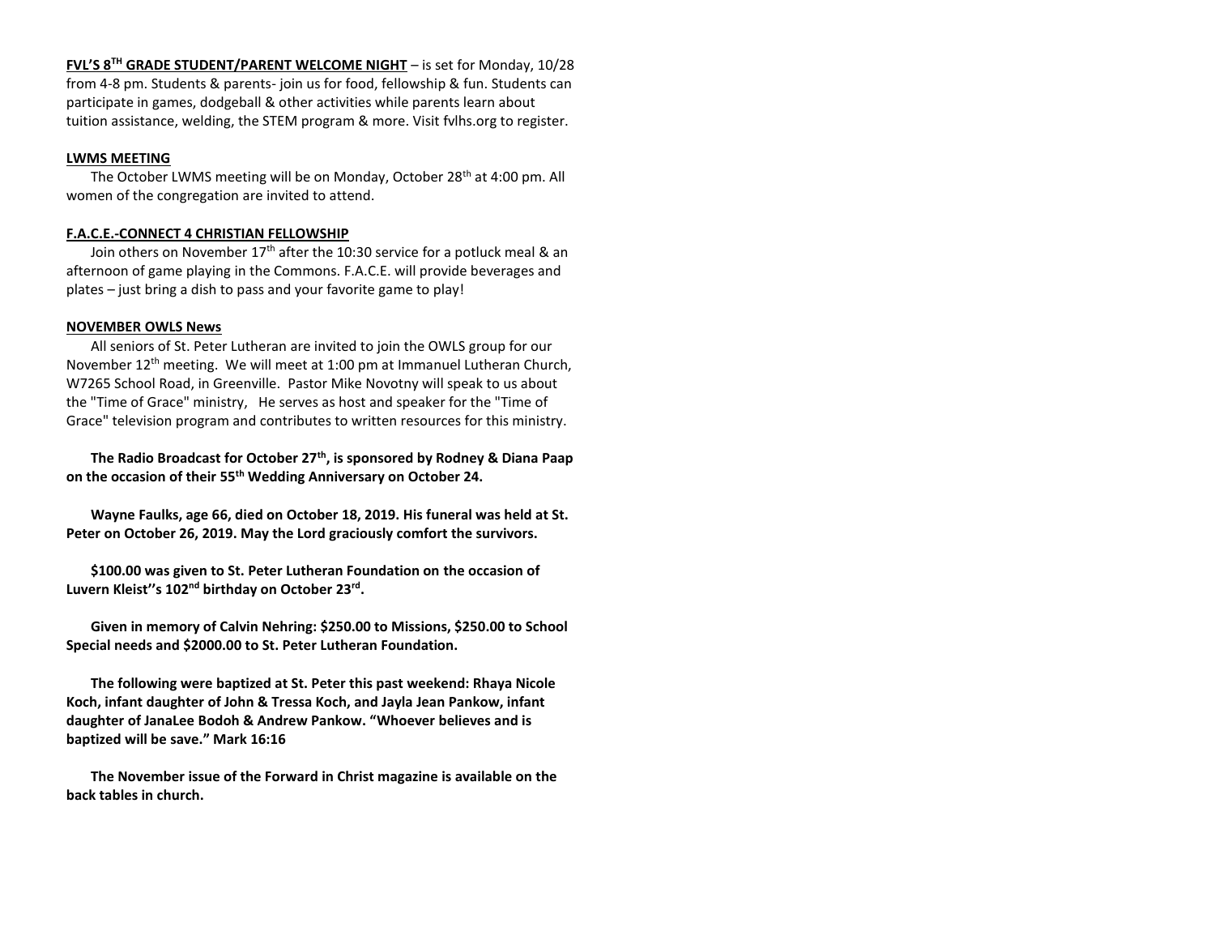**FVL'S 8TH GRADE STUDENT/PARENT WELCOME NIGHT** – is set for Monday, 10/28 from 4-8 pm. Students & parents- join us for food, fellowship & fun. Students can participate in games, dodgeball & other activities while parents learn about tuition assistance, welding, the STEM program & more. Visit fvlhs.org to register.

**LWMS MEETING**

The October LWMS meeting will be on Monday, October 28th at 4:00 pm. All women of the congregation are invited to attend.

**F.A.C.E.-CONNECT 4 CHRISTIAN FELLOWSHIP**

Join others on November 17th after the 10:30 service for a potluck meal & an afternoon of game playing in the Commons. F.A.C.E. will provide beverages and plates – just bring a dish to pass and your favorite game to play!

**NOVEMBER OWLS News**

All seniors of St. Peter Lutheran are invited to join the OWLS group for our November 12th meeting. We will meet at 1:00 pm at Immanuel Lutheran Church, W7265 School Road, in Greenville. Pastor Mike Novotny will speak to us about the "Time of Grace" ministry, He serves as host and speaker for the "Time of Grace" television program and contributes to written resources for this ministry.

**The Radio Broadcast for October 27th, is sponsored by Rodney & Diana Paap on the occasion of their 55th Wedding Anniversary on October 24.**

**Wayne Faulks, age 66, died on October 18, 2019. His funeral was held at St. Peter on October 26, 2019. May the Lord graciously comfort the survivors.**

**$100.00 was given to St. Peter Lutheran Foundation on the occasion of Luvern Kleist''s 102nd birthday on October 23rd.**

**Given in memory of Calvin Nehring: $250.00 to Missions, $250.00 to School Special needs and $2000.00 to St. Peter Lutheran Foundation.**

**The following were baptized at St. Peter this past weekend: Rhaya Nicole Koch, infant daughter of John & Tressa Koch, and Jayla Jean Pankow, infant daughter of JanaLee Bodoh & Andrew Pankow. "Whoever believes and is baptized will be save." Mark 16:16**

**The November issue of the Forward in Christ magazine is available on the back tables in church.**